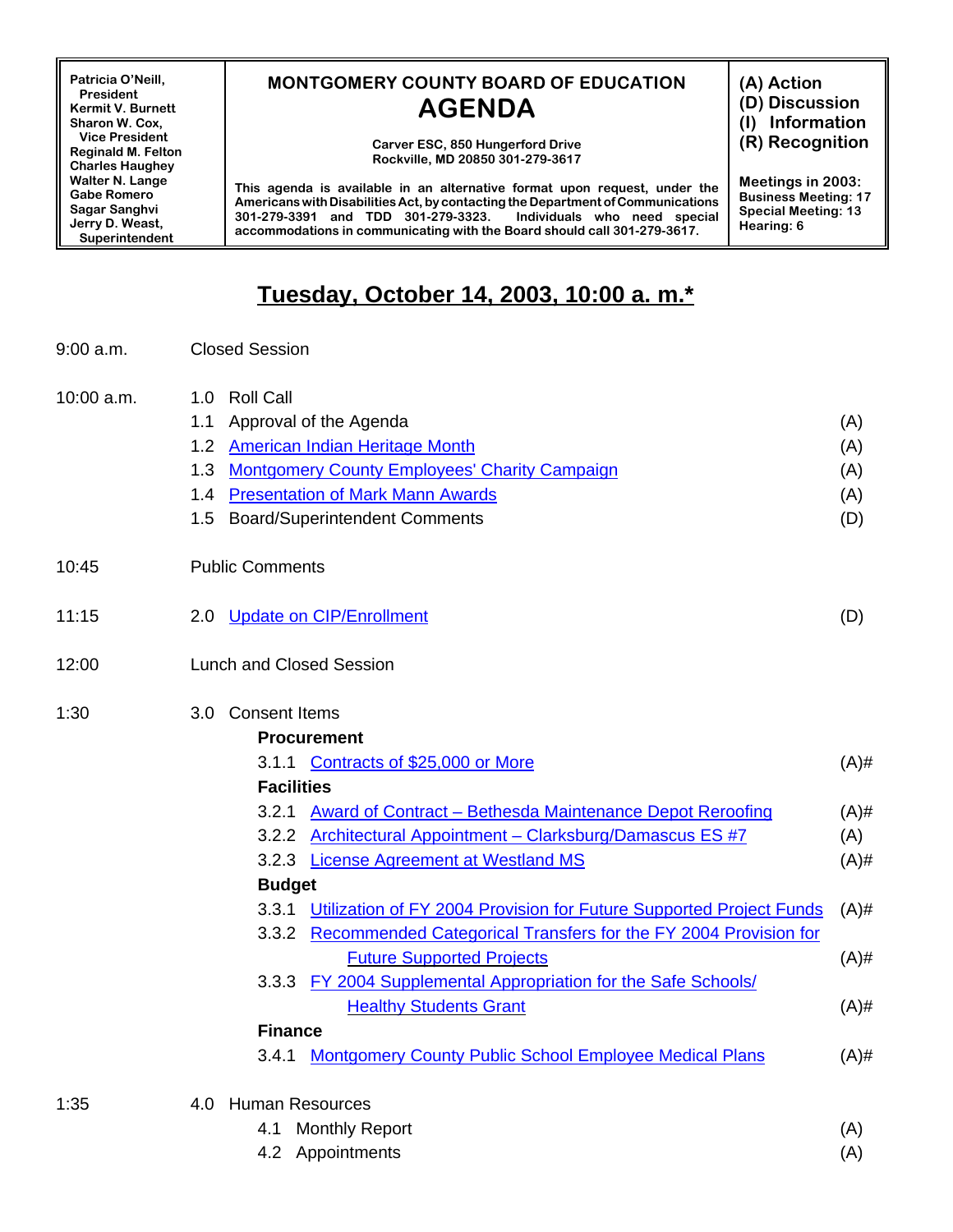| Patricia O'Neill, President<br>Kermit V. Burnett<br>Sharon W. Cox, Vice President<br>Reginald M. Felton<br>Charles Haughey<br>Walter N. Lange<br>Gabe Romero<br>Sagar Sanghvi<br>Jerry D. Weast, Superintendent | **MONTGOMERY COUNTY BOARD OF EDUCATION**<br>**AGENDA**<br>Carver ESC, 850 Hungerford Drive<br>Rockville, MD 20850 301-279-3617<br>This agenda is available in an alternative format upon request, under the Americans with Disabilities Act, by contacting the Department of Communications 301-279-3391 and TDD 301-279-3323. Individuals who need special accommodations in communicating with the Board should call 301-279-3617. | (A) Action<br>(D) Discussion<br>(I) Information<br>(R) Recognition<br><br>Meetings in 2003:<br>Business Meeting: 17<br>Special Meeting: 13<br>Hearing: 6 |
|---|---|---|

# Tuesday, October 14, 2003, 10:00 a. m.*

| Time | Item | Type |
|---|---|---|
| 9:00 a.m. | Closed Session | |
| 10:00 a.m. | 1.0 Roll Call | |
| | 1.1 Approval of the Agenda | (A) |
| | 1.2 American Indian Heritage Month | (A) |
| | 1.3 Montgomery County Employees' Charity Campaign | (A) |
| | 1.4 Presentation of Mark Mann Awards | (A) |
| | 1.5 Board/Superintendent Comments | (D) |
| 10:45 | Public Comments | |
| 11:15 | 2.0 Update on CIP/Enrollment | (D) |
| 12:00 | Lunch and Closed Session | |
| 1:30 | 3.0 Consent Items | |
| | **Procurement** | |
| | 3.1.1 Contracts of $25,000 or More | (A)# |
| | **Facilities** | |
| | 3.2.1 Award of Contract – Bethesda Maintenance Depot Reroofing | (A)# |
| | 3.2.2 Architectural Appointment – Clarksburg/Damascus ES #7 | (A) |
| | 3.2.3 License Agreement at Westland MS | (A)# |
| | **Budget** | |
| | 3.3.1 Utilization of FY 2004 Provision for Future Supported Project Funds | (A)# |
| | 3.3.2 Recommended Categorical Transfers for the FY 2004 Provision for Future Supported Projects | (A)# |
| | 3.3.3 FY 2004 Supplemental Appropriation for the Safe Schools/ Healthy Students Grant | (A)# |
| | **Finance** | |
| | 3.4.1 Montgomery County Public School Employee Medical Plans | (A)# |
| 1:35 | 4.0 Human Resources | |
| | 4.1 Monthly Report | (A) |
| | 4.2 Appointments | (A) |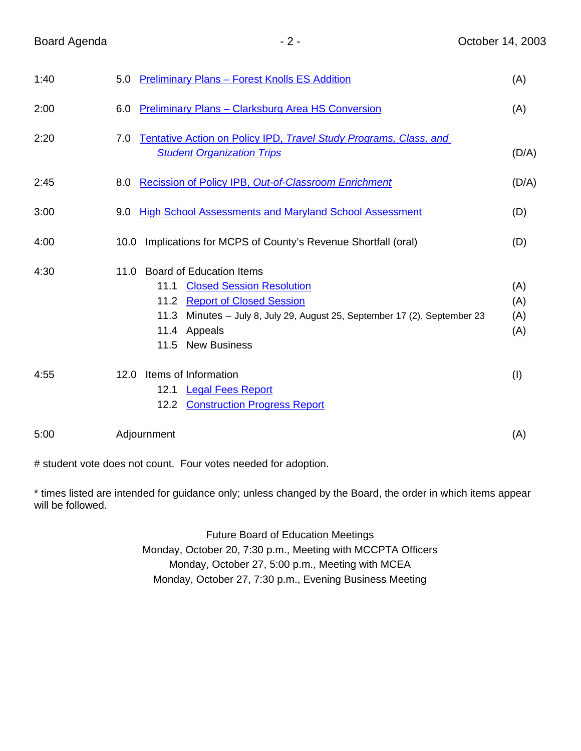| | | |
|---|---|---|
| 1:40 | 5.0 Preliminary Plans – Forest Knolls ES Addition | (A) |
| 2:00 | 6.0 Preliminary Plans – Clarksburg Area HS Conversion | (A) |
| 2:20 | 7.0 Tentative Action on Policy IPD, *Travel Study Programs, Class, and Student Organization Trips* | (D/A) |
| 2:45 | 8.0 Recission of Policy IPB, *Out-of-Classroom Enrichment* | (D/A) |
| 3:00 | 9.0 High School Assessments and Maryland School Assessment | (D) |
| 4:00 | 10.0 Implications for MCPS of County's Revenue Shortfall (oral) | (D) |
| 4:30 | 11.0 Board of Education Items | |
| | 11.1 Closed Session Resolution | (A) |
| | 11.2 Report of Closed Session | (A) |
| | 11.3 Minutes – July 8, July 29, August 25, September 17 (2), September 23 | (A) |
| | 11.4 Appeals | (A) |
| | 11.5 New Business | |
| 4:55 | 12.0 Items of Information | (I) |
| | 12.1 Legal Fees Report | |
| | 12.2 Construction Progress Report | |
| 5:00 | Adjournment | (A) |

# student vote does not count. Four votes needed for adoption.

* times listed are intended for guidance only; unless changed by the Board, the order in which items appear will be followed.

Future Board of Education Meetings

Monday, October 20, 7:30 p.m., Meeting with MCCPTA Officers
Monday, October 27, 5:00 p.m., Meeting with MCEA
Monday, October 27, 7:30 p.m., Evening Business Meeting